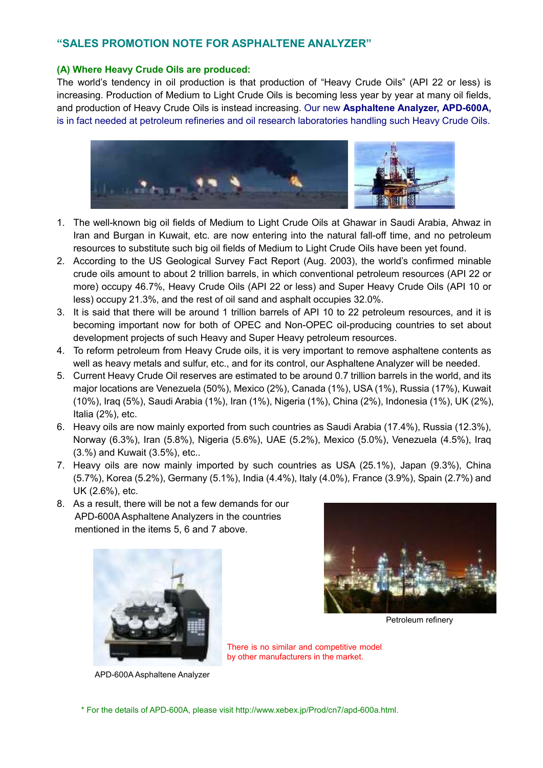## "SALES PROMOTION NOTE FOR ASPHALTENE ANALYZER"

### (A) Where Heavy Crude Oils are produced:

The world's tendency in oil production is that production of "Heavy Crude Oils" (API 22 or less) is increasing. Production of Medium to Light Crude Oils is becoming less year by year at many oil fields, and production of Heavy Crude Oils is instead increasing. Our new **Asphaltene Analyzer, APD-600A,** is in fact needed at petroleum refineries and oil research laboratories handling such Heavy Crude Oils.

1. The well-known big oil fields of Medium to Light Crude Oils at Ghawar in Saudi Arabia, Ahwaz in Iran and Burgan in Kuwait, etc. are now entering into the natural fall-off time, and no petroleum resources to substitute such big oil fields of Medium to Light Crude Oils have been yet found.
2. According to the US Geological Survey Fact Report (Aug. 2003), the world's confirmed minable crude oils amount to about 2 trillion barrels, in which conventional petroleum resources (API 22 or more) occupy 46.7%, Heavy Crude Oils (API 22 or less) and Super Heavy Crude Oils (API 10 or less) occupy 21.3%, and the rest of oil sand and asphalt occupies 32.0%.
3. It is said that there will be around 1 trillion barrels of API 10 to 22 petroleum resources, and it is becoming important now for both of OPEC and Non-OPEC oil-producing countries to set about development projects of such Heavy and Super Heavy petroleum resources.
4. To reform petroleum from Heavy Crude oils, it is very important to remove asphaltene contents as well as heavy metals and sulfur, etc., and for its control, our Asphaltene Analyzer will be needed.
5. Current Heavy Crude Oil reserves are estimated to be around 0.7 trillion barrels in the world, and its major locations are Venezuela (50%), Mexico (2%), Canada (1%), USA (1%), Russia (17%), Kuwait (10%), Iraq (5%), Saudi Arabia (1%), Iran (1%), Nigeria (1%), China (2%), Indonesia (1%), UK (2%), Italia (2%), etc.
6. Heavy oils are now mainly exported from such countries as Saudi Arabia (17.4%), Russia (12.3%), Norway (6.3%), Iran (5.8%), Nigeria (5.6%), UAE (5.2%), Mexico (5.0%), Venezuela (4.5%), Iraq (3.%) and Kuwait (3.5%), etc..
7. Heavy oils are now mainly imported by such countries as USA (25.1%), Japan (9.3%), China (5.7%), Korea (5.2%), Germany (5.1%), India (4.4%), Italy (4.0%), France (3.9%), Spain (2.7%) and UK (2.6%), etc.
8. As a result, there will be not a few demands for our APD-600A Asphaltene Analyzers in the countries mentioned in the items 5, 6 and 7 above.

Petroleum refinery

There is no similar and competitive model by other manufacturers in the market.

APD-600A Asphaltene Analyzer

\* For the details of APD-600A, please visit http://www.xebex.jp/Prod/cn7/apd-600a.html.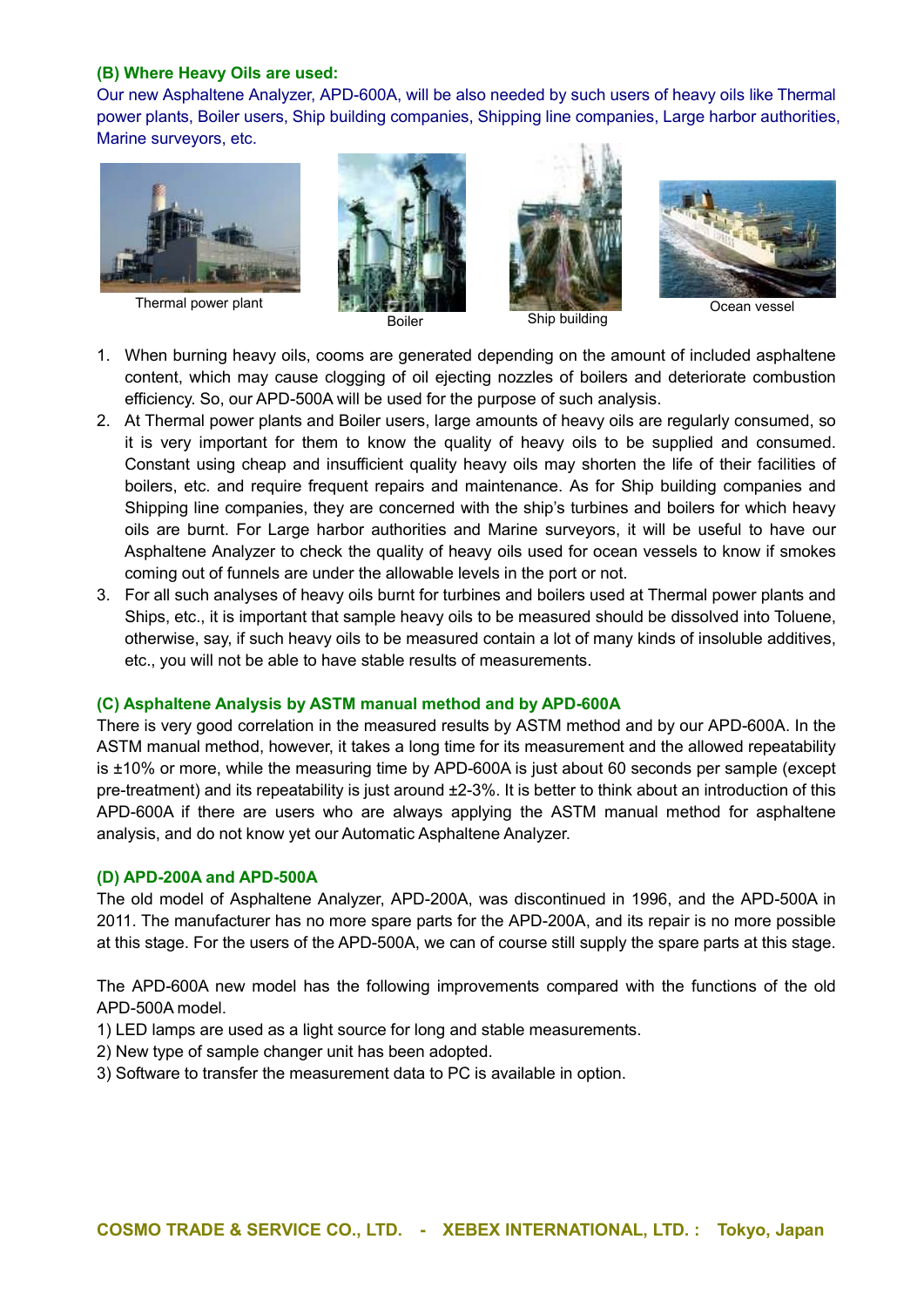### (B) Where Heavy Oils are used:

Our new Asphaltene Analyzer, APD-600A, will be also needed by such users of heavy oils like Thermal power plants, Boiler users, Ship building companies, Shipping line companies, Large harbor authorities, Marine surveyors, etc.

Thermal power plant

Boiler

Ship building

Ocean vessel

1. When burning heavy oils, cooms are generated depending on the amount of included asphaltene content, which may cause clogging of oil ejecting nozzles of boilers and deteriorate combustion efficiency. So, our APD-500A will be used for the purpose of such analysis.
2. At Thermal power plants and Boiler users, large amounts of heavy oils are regularly consumed, so it is very important for them to know the quality of heavy oils to be supplied and consumed. Constant using cheap and insufficient quality heavy oils may shorten the life of their facilities of boilers, etc. and require frequent repairs and maintenance. As for Ship building companies and Shipping line companies, they are concerned with the ship's turbines and boilers for which heavy oils are burnt. For Large harbor authorities and Marine surveyors, it will be useful to have our Asphaltene Analyzer to check the quality of heavy oils used for ocean vessels to know if smokes coming out of funnels are under the allowable levels in the port or not.
3. For all such analyses of heavy oils burnt for turbines and boilers used at Thermal power plants and Ships, etc., it is important that sample heavy oils to be measured should be dissolved into Toluene, otherwise, say, if such heavy oils to be measured contain a lot of many kinds of insoluble additives, etc., you will not be able to have stable results of measurements.

### (C) Asphaltene Analysis by ASTM manual method and by APD-600A

There is very good correlation in the measured results by ASTM method and by our APD-600A. In the ASTM manual method, however, it takes a long time for its measurement and the allowed repeatability is ±10% or more, while the measuring time by APD-600A is just about 60 seconds per sample (except pre-treatment) and its repeatability is just around ±2-3%. It is better to think about an introduction of this APD-600A if there are users who are always applying the ASTM manual method for asphaltene analysis, and do not know yet our Automatic Asphaltene Analyzer.

### (D) APD-200A and APD-500A

The old model of Asphaltene Analyzer, APD-200A, was discontinued in 1996, and the APD-500A in 2011. The manufacturer has no more spare parts for the APD-200A, and its repair is no more possible at this stage. For the users of the APD-500A, we can of course still supply the spare parts at this stage.

The APD-600A new model has the following improvements compared with the functions of the old APD-500A model.

1) LED lamps are used as a light source for long and stable measurements.
2) New type of sample changer unit has been adopted.
3) Software to transfer the measurement data to PC is available in option.

**COSMO TRADE & SERVICE CO., LTD. - XEBEX INTERNATIONAL, LTD. : Tokyo, Japan**